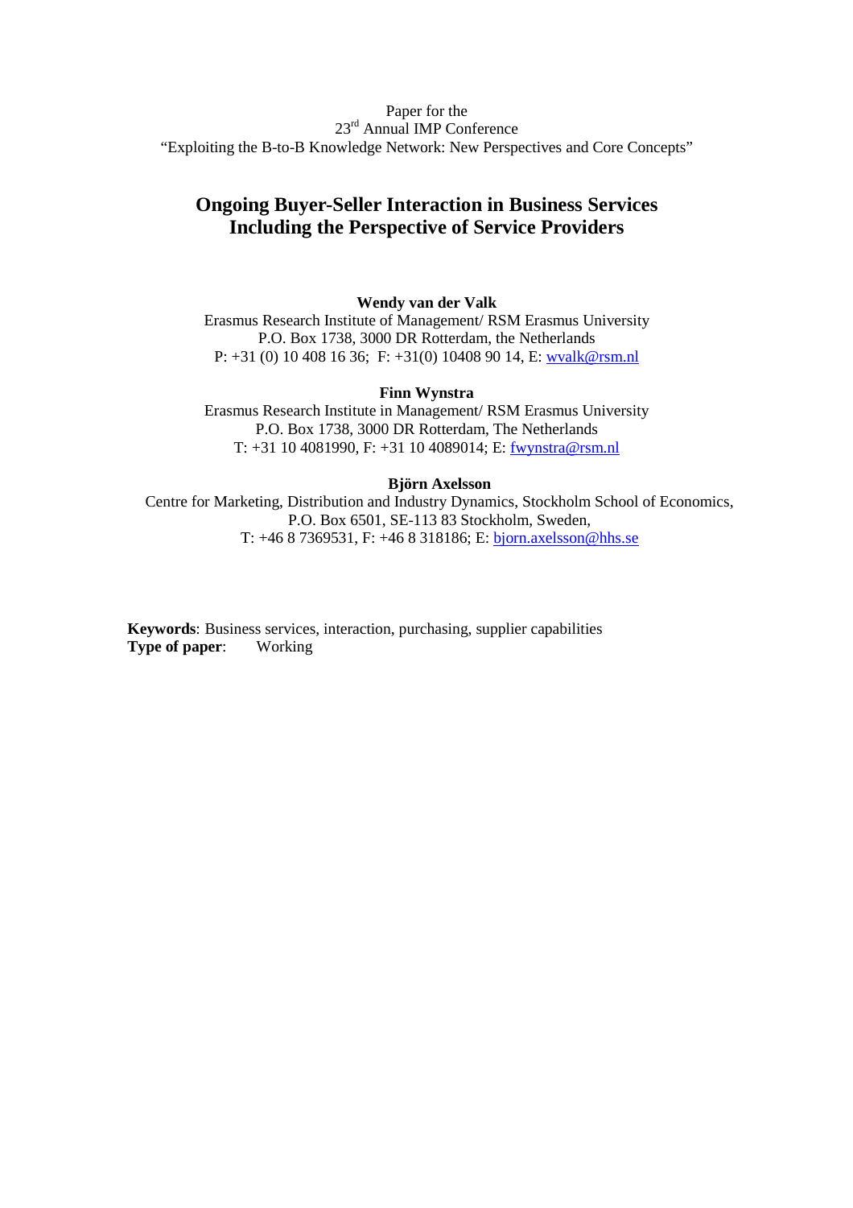Paper for the
23rd Annual IMP Conference
"Exploiting the B-to-B Knowledge Network: New Perspectives and Core Concepts"

# Ongoing Buyer-Seller Interaction in Business Services Including the Perspective of Service Providers

**Wendy van der Valk**
Erasmus Research Institute of Management/ RSM Erasmus University
P.O. Box 1738, 3000 DR Rotterdam, the Netherlands
P: +31 (0) 10 408 16 36; F: +31(0) 10408 90 14, E: wvalk@rsm.nl

**Finn Wynstra**
Erasmus Research Institute in Management/ RSM Erasmus University
P.O. Box 1738, 3000 DR Rotterdam, The Netherlands
T: +31 10 4081990, F: +31 10 4089014; E: fwynstra@rsm.nl

**Björn Axelsson**
Centre for Marketing, Distribution and Industry Dynamics, Stockholm School of Economics,
P.O. Box 6501, SE-113 83 Stockholm, Sweden,
T: +46 8 7369531, F: +46 8 318186; E: bjorn.axelsson@hhs.se

**Keywords**: Business services, interaction, purchasing, supplier capabilities
**Type of paper**: Working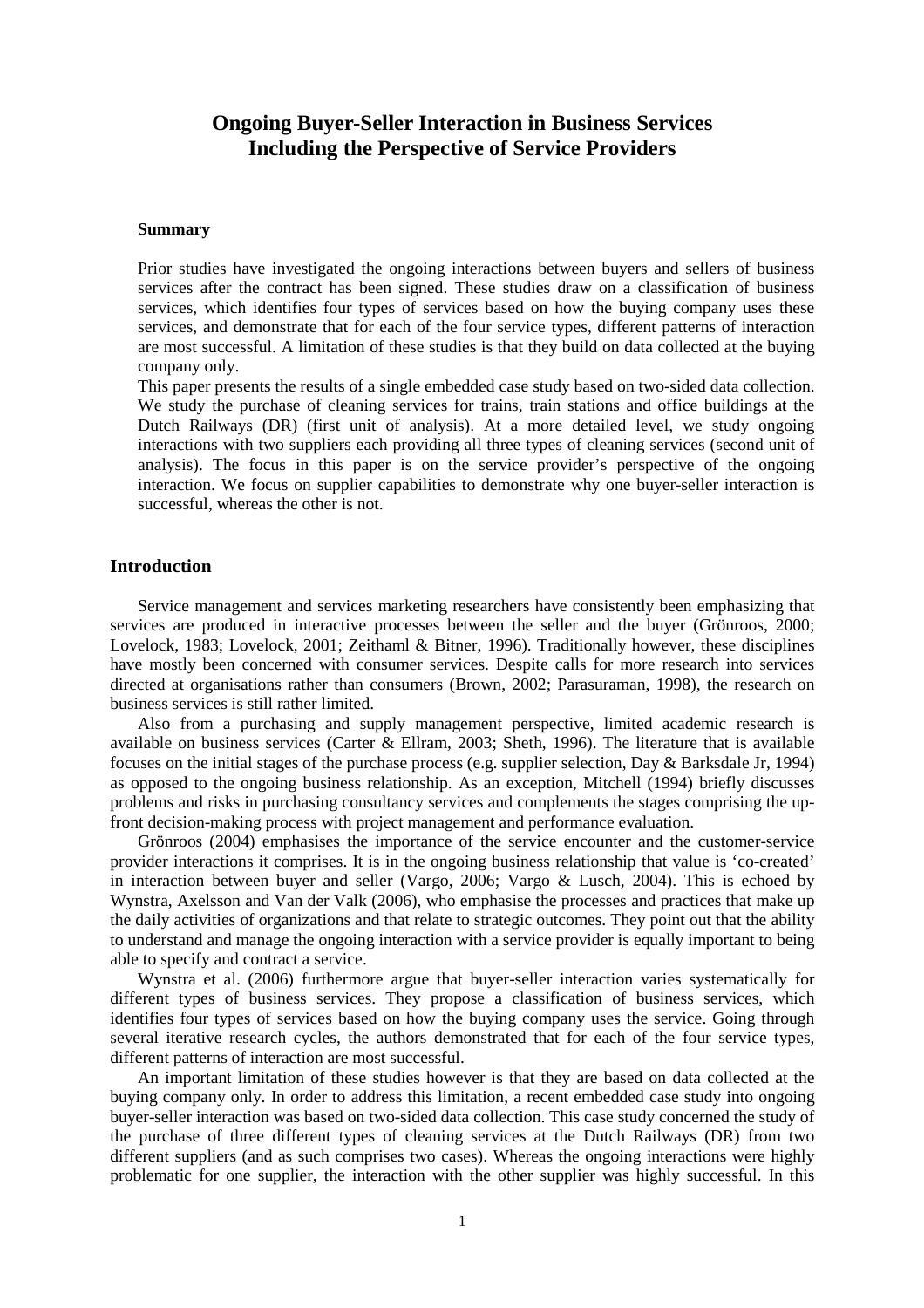# Ongoing Buyer-Seller Interaction in Business Services Including the Perspective of Service Providers

**Summary**

Prior studies have investigated the ongoing interactions between buyers and sellers of business services after the contract has been signed. These studies draw on a classification of business services, which identifies four types of services based on how the buying company uses these services, and demonstrate that for each of the four service types, different patterns of interaction are most successful. A limitation of these studies is that they build on data collected at the buying company only.

This paper presents the results of a single embedded case study based on two-sided data collection. We study the purchase of cleaning services for trains, train stations and office buildings at the Dutch Railways (DR) (first unit of analysis). At a more detailed level, we study ongoing interactions with two suppliers each providing all three types of cleaning services (second unit of analysis). The focus in this paper is on the service provider's perspective of the ongoing interaction. We focus on supplier capabilities to demonstrate why one buyer-seller interaction is successful, whereas the other is not.

## Introduction

Service management and services marketing researchers have consistently been emphasizing that services are produced in interactive processes between the seller and the buyer (Grönroos, 2000; Lovelock, 1983; Lovelock, 2001; Zeithaml & Bitner, 1996). Traditionally however, these disciplines have mostly been concerned with consumer services. Despite calls for more research into services directed at organisations rather than consumers (Brown, 2002; Parasuraman, 1998), the research on business services is still rather limited.

Also from a purchasing and supply management perspective, limited academic research is available on business services (Carter & Ellram, 2003; Sheth, 1996). The literature that is available focuses on the initial stages of the purchase process (e.g. supplier selection, Day & Barksdale Jr, 1994) as opposed to the ongoing business relationship. As an exception, Mitchell (1994) briefly discusses problems and risks in purchasing consultancy services and complements the stages comprising the up-front decision-making process with project management and performance evaluation.

Grönroos (2004) emphasises the importance of the service encounter and the customer-service provider interactions it comprises. It is in the ongoing business relationship that value is 'co-created' in interaction between buyer and seller (Vargo, 2006; Vargo & Lusch, 2004). This is echoed by Wynstra, Axelsson and Van der Valk (2006), who emphasise the processes and practices that make up the daily activities of organizations and that relate to strategic outcomes. They point out that the ability to understand and manage the ongoing interaction with a service provider is equally important to being able to specify and contract a service.

Wynstra et al. (2006) furthermore argue that buyer-seller interaction varies systematically for different types of business services. They propose a classification of business services, which identifies four types of services based on how the buying company uses the service. Going through several iterative research cycles, the authors demonstrated that for each of the four service types, different patterns of interaction are most successful.

An important limitation of these studies however is that they are based on data collected at the buying company only. In order to address this limitation, a recent embedded case study into ongoing buyer-seller interaction was based on two-sided data collection. This case study concerned the study of the purchase of three different types of cleaning services at the Dutch Railways (DR) from two different suppliers (and as such comprises two cases). Whereas the ongoing interactions were highly problematic for one supplier, the interaction with the other supplier was highly successful. In this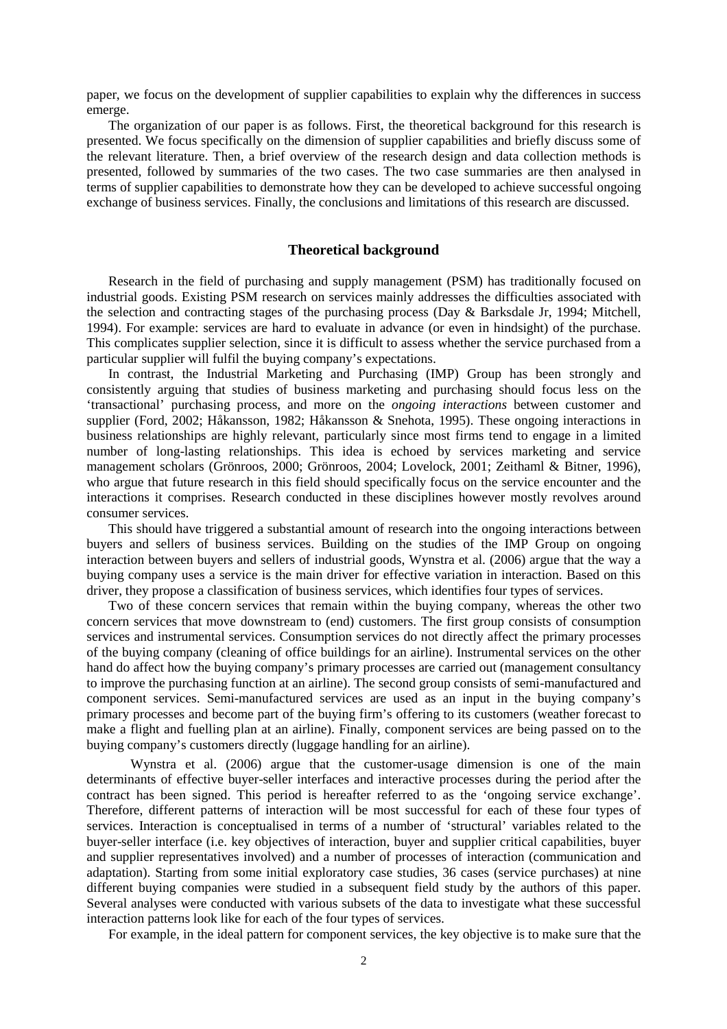paper, we focus on the development of supplier capabilities to explain why the differences in success emerge.

The organization of our paper is as follows. First, the theoretical background for this research is presented. We focus specifically on the dimension of supplier capabilities and briefly discuss some of the relevant literature. Then, a brief overview of the research design and data collection methods is presented, followed by summaries of the two cases. The two case summaries are then analysed in terms of supplier capabilities to demonstrate how they can be developed to achieve successful ongoing exchange of business services. Finally, the conclusions and limitations of this research are discussed.

## Theoretical background

Research in the field of purchasing and supply management (PSM) has traditionally focused on industrial goods. Existing PSM research on services mainly addresses the difficulties associated with the selection and contracting stages of the purchasing process (Day & Barksdale Jr, 1994; Mitchell, 1994). For example: services are hard to evaluate in advance (or even in hindsight) of the purchase. This complicates supplier selection, since it is difficult to assess whether the service purchased from a particular supplier will fulfil the buying company's expectations.

In contrast, the Industrial Marketing and Purchasing (IMP) Group has been strongly and consistently arguing that studies of business marketing and purchasing should focus less on the 'transactional' purchasing process, and more on the *ongoing interactions* between customer and supplier (Ford, 2002; Håkansson, 1982; Håkansson & Snehota, 1995). These ongoing interactions in business relationships are highly relevant, particularly since most firms tend to engage in a limited number of long-lasting relationships. This idea is echoed by services marketing and service management scholars (Grönroos, 2000; Grönroos, 2004; Lovelock, 2001; Zeithaml & Bitner, 1996), who argue that future research in this field should specifically focus on the service encounter and the interactions it comprises. Research conducted in these disciplines however mostly revolves around consumer services.

This should have triggered a substantial amount of research into the ongoing interactions between buyers and sellers of business services. Building on the studies of the IMP Group on ongoing interaction between buyers and sellers of industrial goods, Wynstra et al. (2006) argue that the way a buying company uses a service is the main driver for effective variation in interaction. Based on this driver, they propose a classification of business services, which identifies four types of services.

Two of these concern services that remain within the buying company, whereas the other two concern services that move downstream to (end) customers. The first group consists of consumption services and instrumental services. Consumption services do not directly affect the primary processes of the buying company (cleaning of office buildings for an airline). Instrumental services on the other hand do affect how the buying company's primary processes are carried out (management consultancy to improve the purchasing function at an airline). The second group consists of semi-manufactured and component services. Semi-manufactured services are used as an input in the buying company's primary processes and become part of the buying firm's offering to its customers (weather forecast to make a flight and fuelling plan at an airline). Finally, component services are being passed on to the buying company's customers directly (luggage handling for an airline).

Wynstra et al. (2006) argue that the customer-usage dimension is one of the main determinants of effective buyer-seller interfaces and interactive processes during the period after the contract has been signed. This period is hereafter referred to as the 'ongoing service exchange'. Therefore, different patterns of interaction will be most successful for each of these four types of services. Interaction is conceptualised in terms of a number of 'structural' variables related to the buyer-seller interface (i.e. key objectives of interaction, buyer and supplier critical capabilities, buyer and supplier representatives involved) and a number of processes of interaction (communication and adaptation). Starting from some initial exploratory case studies, 36 cases (service purchases) at nine different buying companies were studied in a subsequent field study by the authors of this paper. Several analyses were conducted with various subsets of the data to investigate what these successful interaction patterns look like for each of the four types of services.

For example, in the ideal pattern for component services, the key objective is to make sure that the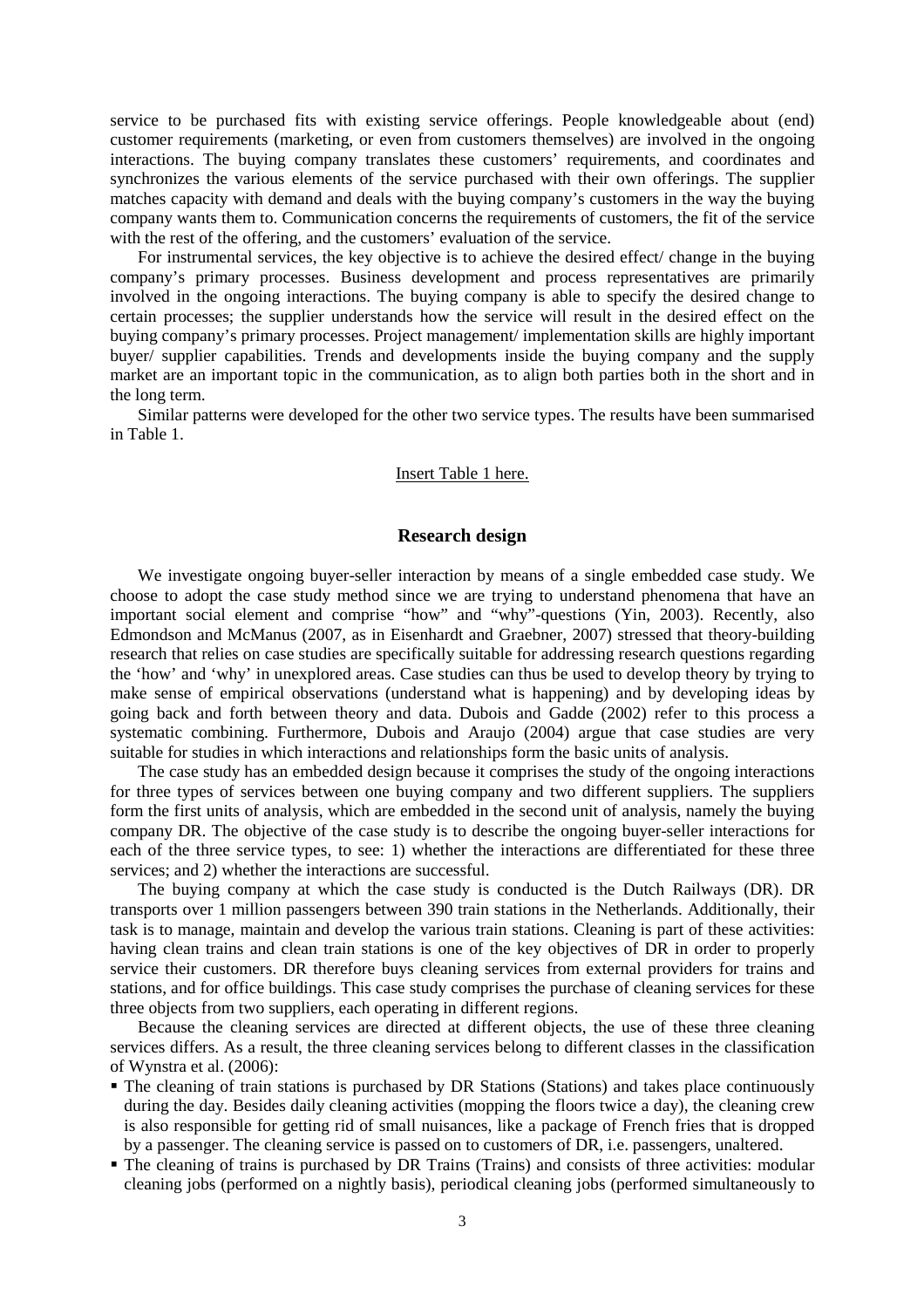service to be purchased fits with existing service offerings. People knowledgeable about (end) customer requirements (marketing, or even from customers themselves) are involved in the ongoing interactions. The buying company translates these customers' requirements, and coordinates and synchronizes the various elements of the service purchased with their own offerings. The supplier matches capacity with demand and deals with the buying company's customers in the way the buying company wants them to. Communication concerns the requirements of customers, the fit of the service with the rest of the offering, and the customers' evaluation of the service.

For instrumental services, the key objective is to achieve the desired effect/ change in the buying company's primary processes. Business development and process representatives are primarily involved in the ongoing interactions. The buying company is able to specify the desired change to certain processes; the supplier understands how the service will result in the desired effect on the buying company's primary processes. Project management/ implementation skills are highly important buyer/ supplier capabilities. Trends and developments inside the buying company and the supply market are an important topic in the communication, as to align both parties both in the short and in the long term.

Similar patterns were developed for the other two service types. The results have been summarised in Table 1.

Insert Table 1 here.

## Research design

We investigate ongoing buyer-seller interaction by means of a single embedded case study. We choose to adopt the case study method since we are trying to understand phenomena that have an important social element and comprise "how" and "why"-questions (Yin, 2003). Recently, also Edmondson and McManus (2007, as in Eisenhardt and Graebner, 2007) stressed that theory-building research that relies on case studies are specifically suitable for addressing research questions regarding the 'how' and 'why' in unexplored areas. Case studies can thus be used to develop theory by trying to make sense of empirical observations (understand what is happening) and by developing ideas by going back and forth between theory and data. Dubois and Gadde (2002) refer to this process a systematic combining. Furthermore, Dubois and Araujo (2004) argue that case studies are very suitable for studies in which interactions and relationships form the basic units of analysis.

The case study has an embedded design because it comprises the study of the ongoing interactions for three types of services between one buying company and two different suppliers. The suppliers form the first units of analysis, which are embedded in the second unit of analysis, namely the buying company DR. The objective of the case study is to describe the ongoing buyer-seller interactions for each of the three service types, to see: 1) whether the interactions are differentiated for these three services; and 2) whether the interactions are successful.

The buying company at which the case study is conducted is the Dutch Railways (DR). DR transports over 1 million passengers between 390 train stations in the Netherlands. Additionally, their task is to manage, maintain and develop the various train stations. Cleaning is part of these activities: having clean trains and clean train stations is one of the key objectives of DR in order to properly service their customers. DR therefore buys cleaning services from external providers for trains and stations, and for office buildings. This case study comprises the purchase of cleaning services for these three objects from two suppliers, each operating in different regions.

Because the cleaning services are directed at different objects, the use of these three cleaning services differs. As a result, the three cleaning services belong to different classes in the classification of Wynstra et al. (2006):

- The cleaning of train stations is purchased by DR Stations (Stations) and takes place continuously during the day. Besides daily cleaning activities (mopping the floors twice a day), the cleaning crew is also responsible for getting rid of small nuisances, like a package of French fries that is dropped by a passenger. The cleaning service is passed on to customers of DR, i.e. passengers, unaltered.
- The cleaning of trains is purchased by DR Trains (Trains) and consists of three activities: modular cleaning jobs (performed on a nightly basis), periodical cleaning jobs (performed simultaneously to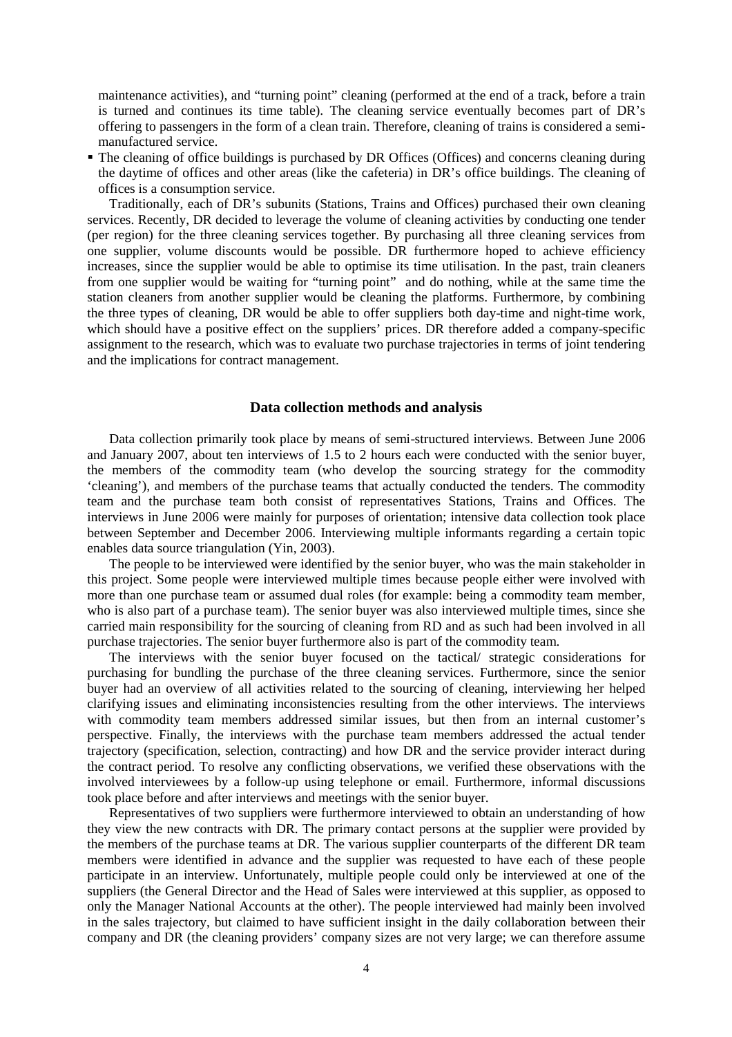maintenance activities), and "turning point" cleaning (performed at the end of a track, before a train is turned and continues its time table). The cleaning service eventually becomes part of DR's offering to passengers in the form of a clean train. Therefore, cleaning of trains is considered a semi-manufactured service.

- The cleaning of office buildings is purchased by DR Offices (Offices) and concerns cleaning during the daytime of offices and other areas (like the cafeteria) in DR's office buildings. The cleaning of offices is a consumption service.

Traditionally, each of DR's subunits (Stations, Trains and Offices) purchased their own cleaning services. Recently, DR decided to leverage the volume of cleaning activities by conducting one tender (per region) for the three cleaning services together. By purchasing all three cleaning services from one supplier, volume discounts would be possible. DR furthermore hoped to achieve efficiency increases, since the supplier would be able to optimise its time utilisation. In the past, train cleaners from one supplier would be waiting for "turning point" and do nothing, while at the same time the station cleaners from another supplier would be cleaning the platforms. Furthermore, by combining the three types of cleaning, DR would be able to offer suppliers both day-time and night-time work, which should have a positive effect on the suppliers' prices. DR therefore added a company-specific assignment to the research, which was to evaluate two purchase trajectories in terms of joint tendering and the implications for contract management.

## Data collection methods and analysis

Data collection primarily took place by means of semi-structured interviews. Between June 2006 and January 2007, about ten interviews of 1.5 to 2 hours each were conducted with the senior buyer, the members of the commodity team (who develop the sourcing strategy for the commodity 'cleaning'), and members of the purchase teams that actually conducted the tenders. The commodity team and the purchase team both consist of representatives Stations, Trains and Offices. The interviews in June 2006 were mainly for purposes of orientation; intensive data collection took place between September and December 2006. Interviewing multiple informants regarding a certain topic enables data source triangulation (Yin, 2003).

The people to be interviewed were identified by the senior buyer, who was the main stakeholder in this project. Some people were interviewed multiple times because people either were involved with more than one purchase team or assumed dual roles (for example: being a commodity team member, who is also part of a purchase team). The senior buyer was also interviewed multiple times, since she carried main responsibility for the sourcing of cleaning from RD and as such had been involved in all purchase trajectories. The senior buyer furthermore also is part of the commodity team.

The interviews with the senior buyer focused on the tactical/ strategic considerations for purchasing for bundling the purchase of the three cleaning services. Furthermore, since the senior buyer had an overview of all activities related to the sourcing of cleaning, interviewing her helped clarifying issues and eliminating inconsistencies resulting from the other interviews. The interviews with commodity team members addressed similar issues, but then from an internal customer's perspective. Finally, the interviews with the purchase team members addressed the actual tender trajectory (specification, selection, contracting) and how DR and the service provider interact during the contract period. To resolve any conflicting observations, we verified these observations with the involved interviewees by a follow-up using telephone or email. Furthermore, informal discussions took place before and after interviews and meetings with the senior buyer.

Representatives of two suppliers were furthermore interviewed to obtain an understanding of how they view the new contracts with DR. The primary contact persons at the supplier were provided by the members of the purchase teams at DR. The various supplier counterparts of the different DR team members were identified in advance and the supplier was requested to have each of these people participate in an interview. Unfortunately, multiple people could only be interviewed at one of the suppliers (the General Director and the Head of Sales were interviewed at this supplier, as opposed to only the Manager National Accounts at the other). The people interviewed had mainly been involved in the sales trajectory, but claimed to have sufficient insight in the daily collaboration between their company and DR (the cleaning providers' company sizes are not very large; we can therefore assume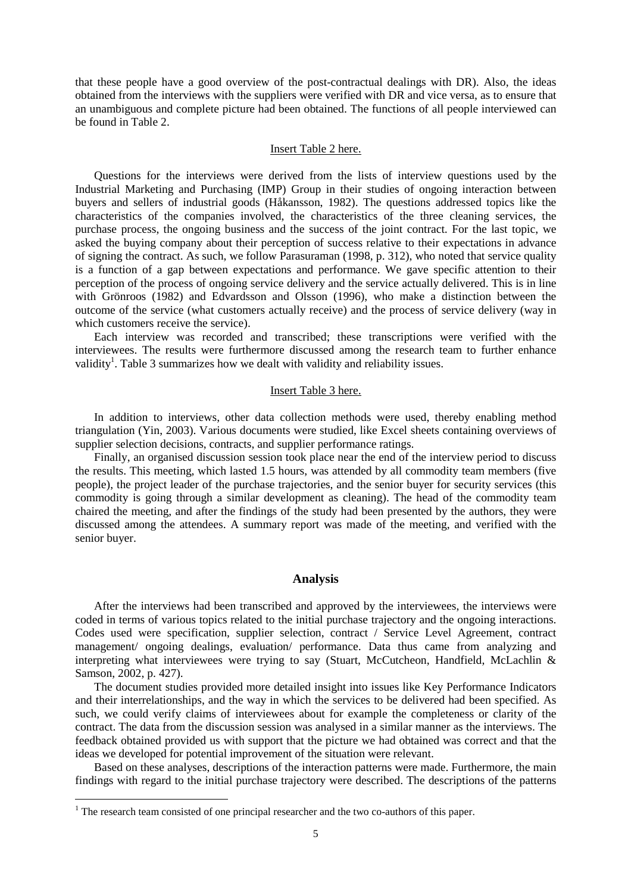that these people have a good overview of the post-contractual dealings with DR). Also, the ideas obtained from the interviews with the suppliers were verified with DR and vice versa, as to ensure that an unambiguous and complete picture had been obtained. The functions of all people interviewed can be found in Table 2.

Insert Table 2 here.

Questions for the interviews were derived from the lists of interview questions used by the Industrial Marketing and Purchasing (IMP) Group in their studies of ongoing interaction between buyers and sellers of industrial goods (Håkansson, 1982). The questions addressed topics like the characteristics of the companies involved, the characteristics of the three cleaning services, the purchase process, the ongoing business and the success of the joint contract. For the last topic, we asked the buying company about their perception of success relative to their expectations in advance of signing the contract. As such, we follow Parasuraman (1998, p. 312), who noted that service quality is a function of a gap between expectations and performance. We gave specific attention to their perception of the process of ongoing service delivery and the service actually delivered. This is in line with Grönroos (1982) and Edvardsson and Olsson (1996), who make a distinction between the outcome of the service (what customers actually receive) and the process of service delivery (way in which customers receive the service).

Each interview was recorded and transcribed; these transcriptions were verified with the interviewees. The results were furthermore discussed among the research team to further enhance validity[1]. Table 3 summarizes how we dealt with validity and reliability issues.

Insert Table 3 here.

In addition to interviews, other data collection methods were used, thereby enabling method triangulation (Yin, 2003). Various documents were studied, like Excel sheets containing overviews of supplier selection decisions, contracts, and supplier performance ratings.

Finally, an organised discussion session took place near the end of the interview period to discuss the results. This meeting, which lasted 1.5 hours, was attended by all commodity team members (five people), the project leader of the purchase trajectories, and the senior buyer for security services (this commodity is going through a similar development as cleaning). The head of the commodity team chaired the meeting, and after the findings of the study had been presented by the authors, they were discussed among the attendees. A summary report was made of the meeting, and verified with the senior buyer.

## Analysis

After the interviews had been transcribed and approved by the interviewees, the interviews were coded in terms of various topics related to the initial purchase trajectory and the ongoing interactions. Codes used were specification, supplier selection, contract / Service Level Agreement, contract management/ ongoing dealings, evaluation/ performance. Data thus came from analyzing and interpreting what interviewees were trying to say (Stuart, McCutcheon, Handfield, McLachlin & Samson, 2002, p. 427).

The document studies provided more detailed insight into issues like Key Performance Indicators and their interrelationships, and the way in which the services to be delivered had been specified. As such, we could verify claims of interviewees about for example the completeness or clarity of the contract. The data from the discussion session was analysed in a similar manner as the interviews. The feedback obtained provided us with support that the picture we had obtained was correct and that the ideas we developed for potential improvement of the situation were relevant.

Based on these analyses, descriptions of the interaction patterns were made. Furthermore, the main findings with regard to the initial purchase trajectory were described. The descriptions of the patterns

[1] The research team consisted of one principal researcher and the two co-authors of this paper.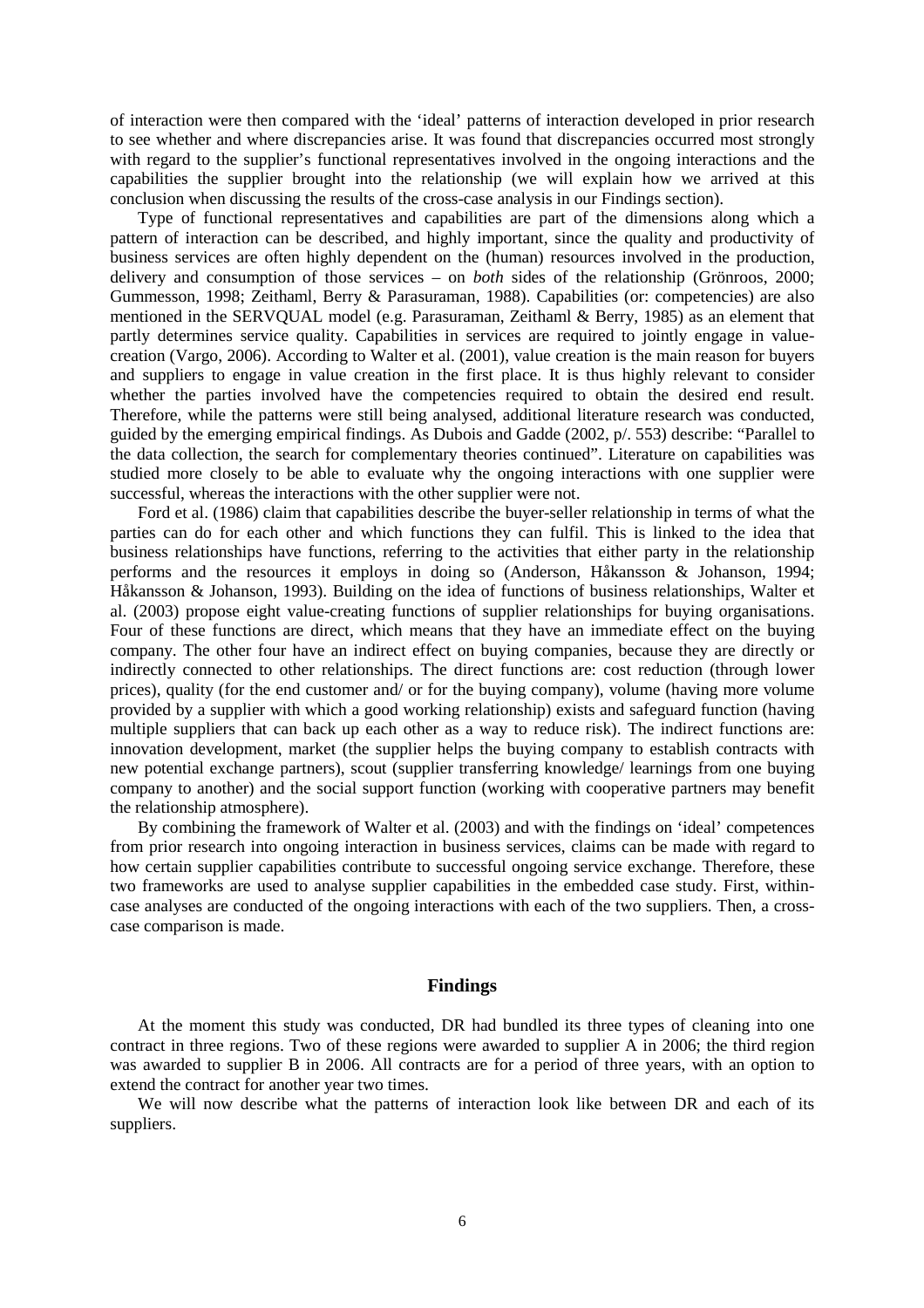of interaction were then compared with the 'ideal' patterns of interaction developed in prior research to see whether and where discrepancies arise. It was found that discrepancies occurred most strongly with regard to the supplier's functional representatives involved in the ongoing interactions and the capabilities the supplier brought into the relationship (we will explain how we arrived at this conclusion when discussing the results of the cross-case analysis in our Findings section).

Type of functional representatives and capabilities are part of the dimensions along which a pattern of interaction can be described, and highly important, since the quality and productivity of business services are often highly dependent on the (human) resources involved in the production, delivery and consumption of those services – on *both* sides of the relationship (Grönroos, 2000; Gummesson, 1998; Zeithaml, Berry & Parasuraman, 1988). Capabilities (or: competencies) are also mentioned in the SERVQUAL model (e.g. Parasuraman, Zeithaml & Berry, 1985) as an element that partly determines service quality. Capabilities in services are required to jointly engage in value-creation (Vargo, 2006). According to Walter et al. (2001), value creation is the main reason for buyers and suppliers to engage in value creation in the first place. It is thus highly relevant to consider whether the parties involved have the competencies required to obtain the desired end result. Therefore, while the patterns were still being analysed, additional literature research was conducted, guided by the emerging empirical findings. As Dubois and Gadde (2002, p/. 553) describe: "Parallel to the data collection, the search for complementary theories continued". Literature on capabilities was studied more closely to be able to evaluate why the ongoing interactions with one supplier were successful, whereas the interactions with the other supplier were not.

Ford et al. (1986) claim that capabilities describe the buyer-seller relationship in terms of what the parties can do for each other and which functions they can fulfil. This is linked to the idea that business relationships have functions, referring to the activities that either party in the relationship performs and the resources it employs in doing so (Anderson, Håkansson & Johanson, 1994; Håkansson & Johanson, 1993). Building on the idea of functions of business relationships, Walter et al. (2003) propose eight value-creating functions of supplier relationships for buying organisations. Four of these functions are direct, which means that they have an immediate effect on the buying company. The other four have an indirect effect on buying companies, because they are directly or indirectly connected to other relationships. The direct functions are: cost reduction (through lower prices), quality (for the end customer and/ or for the buying company), volume (having more volume provided by a supplier with which a good working relationship) exists and safeguard function (having multiple suppliers that can back up each other as a way to reduce risk). The indirect functions are: innovation development, market (the supplier helps the buying company to establish contracts with new potential exchange partners), scout (supplier transferring knowledge/ learnings from one buying company to another) and the social support function (working with cooperative partners may benefit the relationship atmosphere).

By combining the framework of Walter et al. (2003) and with the findings on 'ideal' competences from prior research into ongoing interaction in business services, claims can be made with regard to how certain supplier capabilities contribute to successful ongoing service exchange. Therefore, these two frameworks are used to analyse supplier capabilities in the embedded case study. First, within-case analyses are conducted of the ongoing interactions with each of the two suppliers. Then, a cross-case comparison is made.

## Findings

At the moment this study was conducted, DR had bundled its three types of cleaning into one contract in three regions. Two of these regions were awarded to supplier A in 2006; the third region was awarded to supplier B in 2006. All contracts are for a period of three years, with an option to extend the contract for another year two times.

We will now describe what the patterns of interaction look like between DR and each of its suppliers.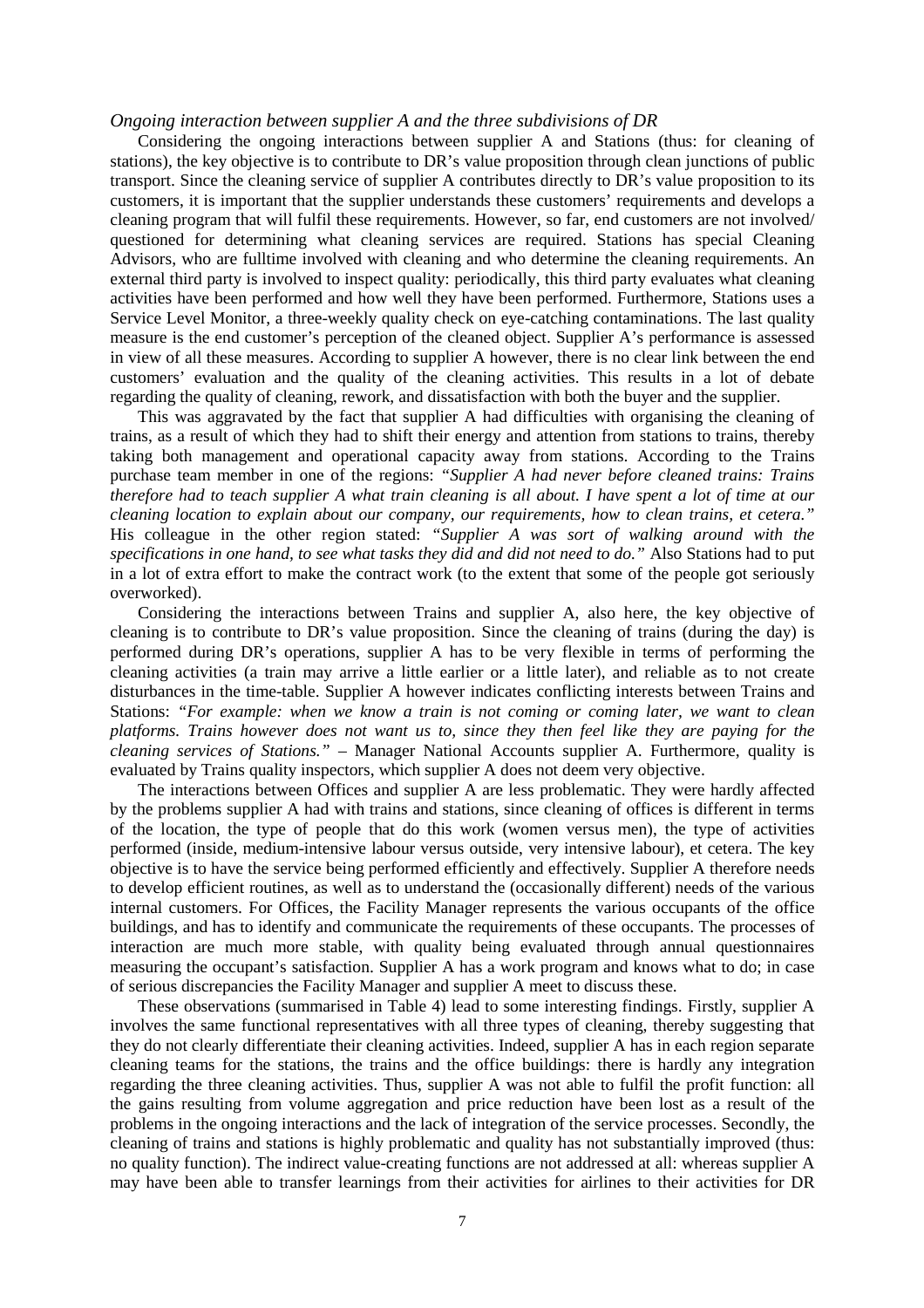*Ongoing interaction between supplier A and the three subdivisions of DR*

Considering the ongoing interactions between supplier A and Stations (thus: for cleaning of stations), the key objective is to contribute to DR's value proposition through clean junctions of public transport. Since the cleaning service of supplier A contributes directly to DR's value proposition to its customers, it is important that the supplier understands these customers' requirements and develops a cleaning program that will fulfil these requirements. However, so far, end customers are not involved/ questioned for determining what cleaning services are required. Stations has special Cleaning Advisors, who are fulltime involved with cleaning and who determine the cleaning requirements. An external third party is involved to inspect quality: periodically, this third party evaluates what cleaning activities have been performed and how well they have been performed. Furthermore, Stations uses a Service Level Monitor, a three-weekly quality check on eye-catching contaminations. The last quality measure is the end customer's perception of the cleaned object. Supplier A's performance is assessed in view of all these measures. According to supplier A however, there is no clear link between the end customers' evaluation and the quality of the cleaning activities. This results in a lot of debate regarding the quality of cleaning, rework, and dissatisfaction with both the buyer and the supplier.

This was aggravated by the fact that supplier A had difficulties with organising the cleaning of trains, as a result of which they had to shift their energy and attention from stations to trains, thereby taking both management and operational capacity away from stations. According to the Trains purchase team member in one of the regions: *"Supplier A had never before cleaned trains: Trains therefore had to teach supplier A what train cleaning is all about. I have spent a lot of time at our cleaning location to explain about our company, our requirements, how to clean trains, et cetera."* His colleague in the other region stated: *"Supplier A was sort of walking around with the specifications in one hand, to see what tasks they did and did not need to do."* Also Stations had to put in a lot of extra effort to make the contract work (to the extent that some of the people got seriously overworked).

Considering the interactions between Trains and supplier A, also here, the key objective of cleaning is to contribute to DR's value proposition. Since the cleaning of trains (during the day) is performed during DR's operations, supplier A has to be very flexible in terms of performing the cleaning activities (a train may arrive a little earlier or a little later), and reliable as to not create disturbances in the time-table. Supplier A however indicates conflicting interests between Trains and Stations: *"For example: when we know a train is not coming or coming later, we want to clean platforms. Trains however does not want us to, since they then feel like they are paying for the cleaning services of Stations."* – Manager National Accounts supplier A. Furthermore, quality is evaluated by Trains quality inspectors, which supplier A does not deem very objective.

The interactions between Offices and supplier A are less problematic. They were hardly affected by the problems supplier A had with trains and stations, since cleaning of offices is different in terms of the location, the type of people that do this work (women versus men), the type of activities performed (inside, medium-intensive labour versus outside, very intensive labour), et cetera. The key objective is to have the service being performed efficiently and effectively. Supplier A therefore needs to develop efficient routines, as well as to understand the (occasionally different) needs of the various internal customers. For Offices, the Facility Manager represents the various occupants of the office buildings, and has to identify and communicate the requirements of these occupants. The processes of interaction are much more stable, with quality being evaluated through annual questionnaires measuring the occupant's satisfaction. Supplier A has a work program and knows what to do; in case of serious discrepancies the Facility Manager and supplier A meet to discuss these.

These observations (summarised in Table 4) lead to some interesting findings. Firstly, supplier A involves the same functional representatives with all three types of cleaning, thereby suggesting that they do not clearly differentiate their cleaning activities. Indeed, supplier A has in each region separate cleaning teams for the stations, the trains and the office buildings: there is hardly any integration regarding the three cleaning activities. Thus, supplier A was not able to fulfil the profit function: all the gains resulting from volume aggregation and price reduction have been lost as a result of the problems in the ongoing interactions and the lack of integration of the service processes. Secondly, the cleaning of trains and stations is highly problematic and quality has not substantially improved (thus: no quality function). The indirect value-creating functions are not addressed at all: whereas supplier A may have been able to transfer learnings from their activities for airlines to their activities for DR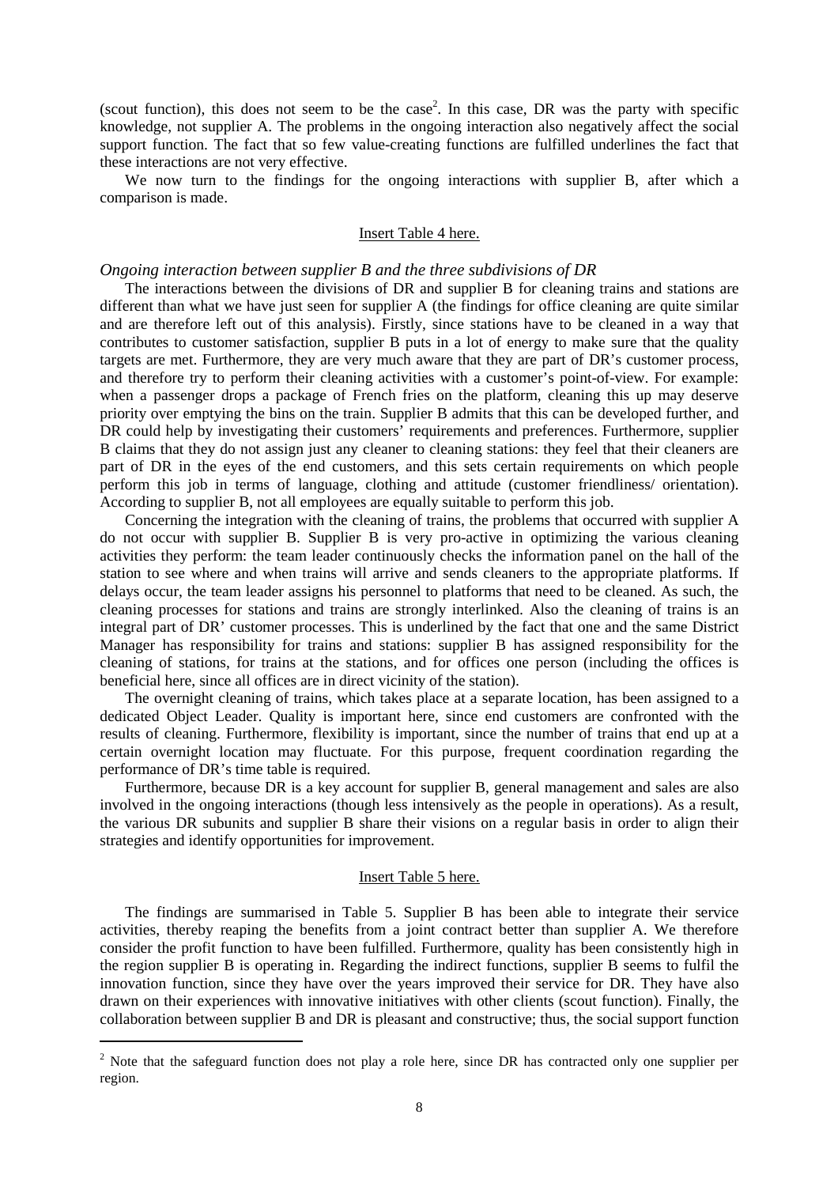(scout function), this does not seem to be the case[2]. In this case, DR was the party with specific knowledge, not supplier A. The problems in the ongoing interaction also negatively affect the social support function. The fact that so few value-creating functions are fulfilled underlines the fact that these interactions are not very effective.

We now turn to the findings for the ongoing interactions with supplier B, after which a comparison is made.

Insert Table 4 here.

*Ongoing interaction between supplier B and the three subdivisions of DR*

The interactions between the divisions of DR and supplier B for cleaning trains and stations are different than what we have just seen for supplier A (the findings for office cleaning are quite similar and are therefore left out of this analysis). Firstly, since stations have to be cleaned in a way that contributes to customer satisfaction, supplier B puts in a lot of energy to make sure that the quality targets are met. Furthermore, they are very much aware that they are part of DR's customer process, and therefore try to perform their cleaning activities with a customer's point-of-view. For example: when a passenger drops a package of French fries on the platform, cleaning this up may deserve priority over emptying the bins on the train. Supplier B admits that this can be developed further, and DR could help by investigating their customers' requirements and preferences. Furthermore, supplier B claims that they do not assign just any cleaner to cleaning stations: they feel that their cleaners are part of DR in the eyes of the end customers, and this sets certain requirements on which people perform this job in terms of language, clothing and attitude (customer friendliness/ orientation). According to supplier B, not all employees are equally suitable to perform this job.

Concerning the integration with the cleaning of trains, the problems that occurred with supplier A do not occur with supplier B. Supplier B is very pro-active in optimizing the various cleaning activities they perform: the team leader continuously checks the information panel on the hall of the station to see where and when trains will arrive and sends cleaners to the appropriate platforms. If delays occur, the team leader assigns his personnel to platforms that need to be cleaned. As such, the cleaning processes for stations and trains are strongly interlinked. Also the cleaning of trains is an integral part of DR' customer processes. This is underlined by the fact that one and the same District Manager has responsibility for trains and stations: supplier B has assigned responsibility for the cleaning of stations, for trains at the stations, and for offices one person (including the offices is beneficial here, since all offices are in direct vicinity of the station).

The overnight cleaning of trains, which takes place at a separate location, has been assigned to a dedicated Object Leader. Quality is important here, since end customers are confronted with the results of cleaning. Furthermore, flexibility is important, since the number of trains that end up at a certain overnight location may fluctuate. For this purpose, frequent coordination regarding the performance of DR's time table is required.

Furthermore, because DR is a key account for supplier B, general management and sales are also involved in the ongoing interactions (though less intensively as the people in operations). As a result, the various DR subunits and supplier B share their visions on a regular basis in order to align their strategies and identify opportunities for improvement.

Insert Table 5 here.

The findings are summarised in Table 5. Supplier B has been able to integrate their service activities, thereby reaping the benefits from a joint contract better than supplier A. We therefore consider the profit function to have been fulfilled. Furthermore, quality has been consistently high in the region supplier B is operating in. Regarding the indirect functions, supplier B seems to fulfil the innovation function, since they have over the years improved their service for DR. They have also drawn on their experiences with innovative initiatives with other clients (scout function). Finally, the collaboration between supplier B and DR is pleasant and constructive; thus, the social support function

[2] Note that the safeguard function does not play a role here, since DR has contracted only one supplier per region.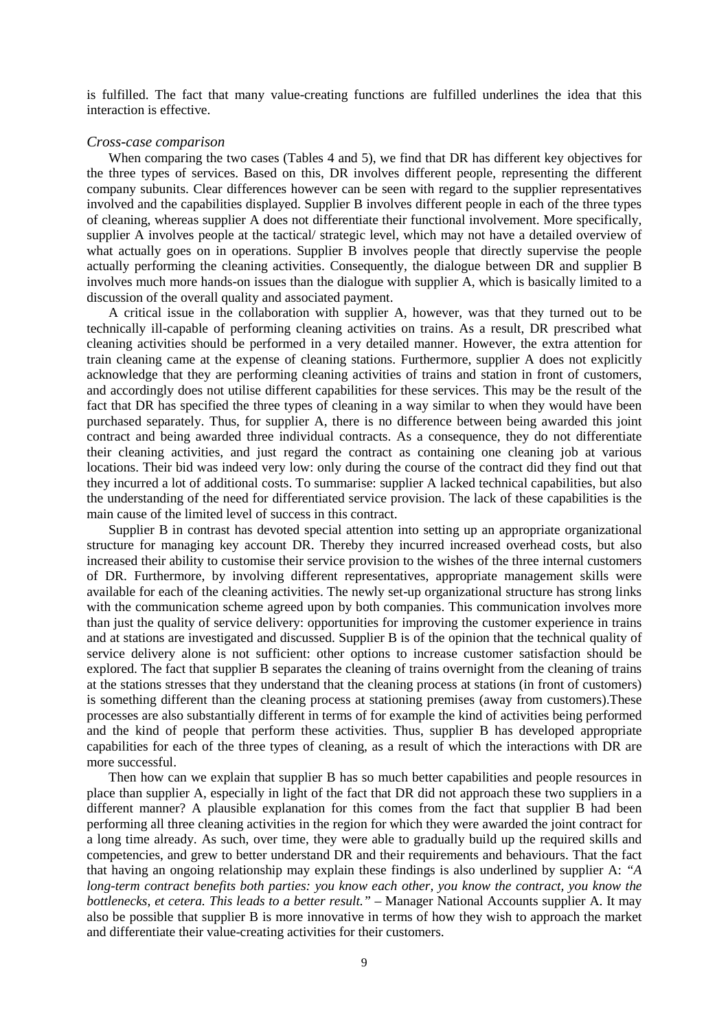is fulfilled. The fact that many value-creating functions are fulfilled underlines the idea that this interaction is effective.

*Cross-case comparison*

When comparing the two cases (Tables 4 and 5), we find that DR has different key objectives for the three types of services. Based on this, DR involves different people, representing the different company subunits. Clear differences however can be seen with regard to the supplier representatives involved and the capabilities displayed. Supplier B involves different people in each of the three types of cleaning, whereas supplier A does not differentiate their functional involvement. More specifically, supplier A involves people at the tactical/ strategic level, which may not have a detailed overview of what actually goes on in operations. Supplier B involves people that directly supervise the people actually performing the cleaning activities. Consequently, the dialogue between DR and supplier B involves much more hands-on issues than the dialogue with supplier A, which is basically limited to a discussion of the overall quality and associated payment.

A critical issue in the collaboration with supplier A, however, was that they turned out to be technically ill-capable of performing cleaning activities on trains. As a result, DR prescribed what cleaning activities should be performed in a very detailed manner. However, the extra attention for train cleaning came at the expense of cleaning stations. Furthermore, supplier A does not explicitly acknowledge that they are performing cleaning activities of trains and station in front of customers, and accordingly does not utilise different capabilities for these services. This may be the result of the fact that DR has specified the three types of cleaning in a way similar to when they would have been purchased separately. Thus, for supplier A, there is no difference between being awarded this joint contract and being awarded three individual contracts. As a consequence, they do not differentiate their cleaning activities, and just regard the contract as containing one cleaning job at various locations. Their bid was indeed very low: only during the course of the contract did they find out that they incurred a lot of additional costs. To summarise: supplier A lacked technical capabilities, but also the understanding of the need for differentiated service provision. The lack of these capabilities is the main cause of the limited level of success in this contract.

Supplier B in contrast has devoted special attention into setting up an appropriate organizational structure for managing key account DR. Thereby they incurred increased overhead costs, but also increased their ability to customise their service provision to the wishes of the three internal customers of DR. Furthermore, by involving different representatives, appropriate management skills were available for each of the cleaning activities. The newly set-up organizational structure has strong links with the communication scheme agreed upon by both companies. This communication involves more than just the quality of service delivery: opportunities for improving the customer experience in trains and at stations are investigated and discussed. Supplier B is of the opinion that the technical quality of service delivery alone is not sufficient: other options to increase customer satisfaction should be explored. The fact that supplier B separates the cleaning of trains overnight from the cleaning of trains at the stations stresses that they understand that the cleaning process at stations (in front of customers) is something different than the cleaning process at stationing premises (away from customers).These processes are also substantially different in terms of for example the kind of activities being performed and the kind of people that perform these activities. Thus, supplier B has developed appropriate capabilities for each of the three types of cleaning, as a result of which the interactions with DR are more successful.

Then how can we explain that supplier B has so much better capabilities and people resources in place than supplier A, especially in light of the fact that DR did not approach these two suppliers in a different manner? A plausible explanation for this comes from the fact that supplier B had been performing all three cleaning activities in the region for which they were awarded the joint contract for a long time already. As such, over time, they were able to gradually build up the required skills and competencies, and grew to better understand DR and their requirements and behaviours. That the fact that having an ongoing relationship may explain these findings is also underlined by supplier A: *"A long-term contract benefits both parties: you know each other, you know the contract, you know the bottlenecks, et cetera. This leads to a better result."* – Manager National Accounts supplier A. It may also be possible that supplier B is more innovative in terms of how they wish to approach the market and differentiate their value-creating activities for their customers.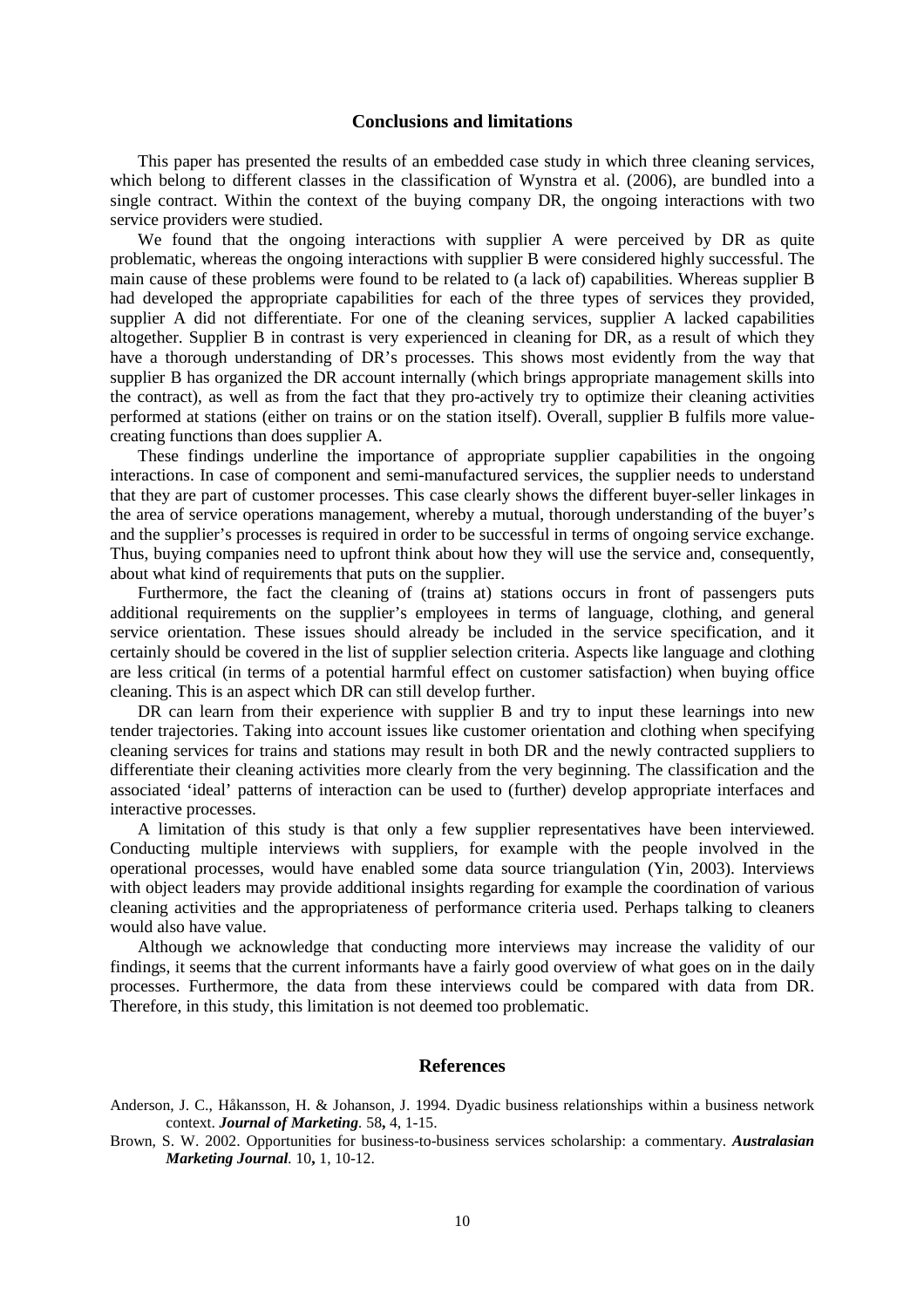## Conclusions and limitations

This paper has presented the results of an embedded case study in which three cleaning services, which belong to different classes in the classification of Wynstra et al. (2006), are bundled into a single contract. Within the context of the buying company DR, the ongoing interactions with two service providers were studied.

We found that the ongoing interactions with supplier A were perceived by DR as quite problematic, whereas the ongoing interactions with supplier B were considered highly successful. The main cause of these problems were found to be related to (a lack of) capabilities. Whereas supplier B had developed the appropriate capabilities for each of the three types of services they provided, supplier A did not differentiate. For one of the cleaning services, supplier A lacked capabilities altogether. Supplier B in contrast is very experienced in cleaning for DR, as a result of which they have a thorough understanding of DR's processes. This shows most evidently from the way that supplier B has organized the DR account internally (which brings appropriate management skills into the contract), as well as from the fact that they pro-actively try to optimize their cleaning activities performed at stations (either on trains or on the station itself). Overall, supplier B fulfils more value-creating functions than does supplier A.

These findings underline the importance of appropriate supplier capabilities in the ongoing interactions. In case of component and semi-manufactured services, the supplier needs to understand that they are part of customer processes. This case clearly shows the different buyer-seller linkages in the area of service operations management, whereby a mutual, thorough understanding of the buyer's and the supplier's processes is required in order to be successful in terms of ongoing service exchange. Thus, buying companies need to upfront think about how they will use the service and, consequently, about what kind of requirements that puts on the supplier.

Furthermore, the fact the cleaning of (trains at) stations occurs in front of passengers puts additional requirements on the supplier's employees in terms of language, clothing, and general service orientation. These issues should already be included in the service specification, and it certainly should be covered in the list of supplier selection criteria. Aspects like language and clothing are less critical (in terms of a potential harmful effect on customer satisfaction) when buying office cleaning. This is an aspect which DR can still develop further.

DR can learn from their experience with supplier B and try to input these learnings into new tender trajectories. Taking into account issues like customer orientation and clothing when specifying cleaning services for trains and stations may result in both DR and the newly contracted suppliers to differentiate their cleaning activities more clearly from the very beginning. The classification and the associated 'ideal' patterns of interaction can be used to (further) develop appropriate interfaces and interactive processes.

A limitation of this study is that only a few supplier representatives have been interviewed. Conducting multiple interviews with suppliers, for example with the people involved in the operational processes, would have enabled some data source triangulation (Yin, 2003). Interviews with object leaders may provide additional insights regarding for example the coordination of various cleaning activities and the appropriateness of performance criteria used. Perhaps talking to cleaners would also have value.

Although we acknowledge that conducting more interviews may increase the validity of our findings, it seems that the current informants have a fairly good overview of what goes on in the daily processes. Furthermore, the data from these interviews could be compared with data from DR. Therefore, in this study, this limitation is not deemed too problematic.

## References

Anderson, J. C., Håkansson, H. & Johanson, J. 1994. Dyadic business relationships within a business network context. ***Journal of Marketing***. 58**,** 4, 1-15.

Brown, S. W. 2002. Opportunities for business-to-business services scholarship: a commentary. ***Australasian Marketing Journal***. 10**,** 1, 10-12.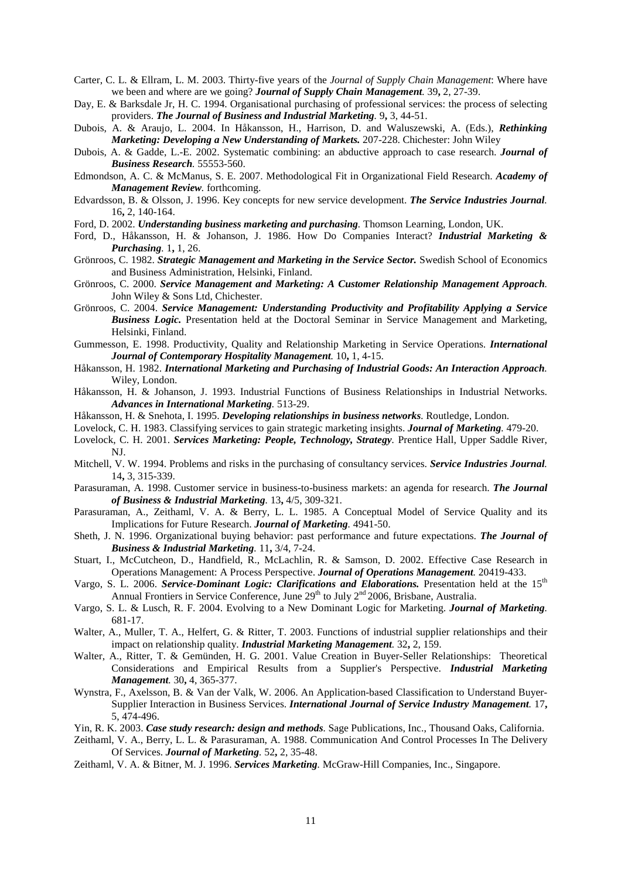Carter, C. L. & Ellram, L. M. 2003. Thirty-five years of the *Journal of Supply Chain Management*: Where have we been and where are we going? ***Journal of Supply Chain Management.*** 39**,** 2, 27-39.

Day, E. & Barksdale Jr, H. C. 1994. Organisational purchasing of professional services: the process of selecting providers. ***The Journal of Business and Industrial Marketing.*** 9**,** 3, 44-51.

Dubois, A. & Araujo, L. 2004. In Håkansson, H., Harrison, D. and Waluszewski, A. (Eds.), ***Rethinking Marketing: Developing a New Understanding of Markets.*** 207-228. Chichester: John Wiley

Dubois, A. & Gadde, L.-E. 2002. Systematic combining: an abductive approach to case research. ***Journal of Business Research.*** 55553-560.

Edmondson, A. C. & McManus, S. E. 2007. Methodological Fit in Organizational Field Research. ***Academy of Management Review.*** forthcoming.

Edvardsson, B. & Olsson, J. 1996. Key concepts for new service development. ***The Service Industries Journal.*** 16**,** 2, 140-164.

Ford, D. 2002. ***Understanding business marketing and purchasing.*** Thomson Learning, London, UK.

Ford, D., Håkansson, H. & Johanson, J. 1986. How Do Companies Interact? ***Industrial Marketing & Purchasing.*** 1**,** 1, 26.

Grönroos, C. 1982. ***Strategic Management and Marketing in the Service Sector.*** Swedish School of Economics and Business Administration, Helsinki, Finland.

Grönroos, C. 2000. ***Service Management and Marketing: A Customer Relationship Management Approach.*** John Wiley & Sons Ltd, Chichester.

Grönroos, C. 2004. ***Service Management: Understanding Productivity and Profitability Applying a Service Business Logic.*** Presentation held at the Doctoral Seminar in Service Management and Marketing, Helsinki, Finland.

Gummesson, E. 1998. Productivity, Quality and Relationship Marketing in Service Operations. ***International Journal of Contemporary Hospitality Management.*** 10**,** 1, 4-15.

Håkansson, H. 1982. ***International Marketing and Purchasing of Industrial Goods: An Interaction Approach.*** Wiley, London.

Håkansson, H. & Johanson, J. 1993. Industrial Functions of Business Relationships in Industrial Networks. ***Advances in International Marketing.*** 513-29.

Håkansson, H. & Snehota, I. 1995. ***Developing relationships in business networks.*** Routledge, London.

Lovelock, C. H. 1983. Classifying services to gain strategic marketing insights. ***Journal of Marketing.*** 479-20.

Lovelock, C. H. 2001. ***Services Marketing: People, Technology, Strategy.*** Prentice Hall, Upper Saddle River, NJ.

Mitchell, V. W. 1994. Problems and risks in the purchasing of consultancy services. ***Service Industries Journal.*** 14**,** 3, 315-339.

Parasuraman, A. 1998. Customer service in business-to-business markets: an agenda for research. ***The Journal of Business & Industrial Marketing.*** 13**,** 4/5, 309-321.

Parasuraman, A., Zeithaml, V. A. & Berry, L. L. 1985. A Conceptual Model of Service Quality and its Implications for Future Research. ***Journal of Marketing.*** 4941-50.

Sheth, J. N. 1996. Organizational buying behavior: past performance and future expectations. ***The Journal of Business & Industrial Marketing.*** 11**,** 3/4, 7-24.

Stuart, I., McCutcheon, D., Handfield, R., McLachlin, R. & Samson, D. 2002. Effective Case Research in Operations Management: A Process Perspective. ***Journal of Operations Management.*** 20419-433.

Vargo, S. L. 2006. ***Service-Dominant Logic: Clarifications and Elaborations.*** Presentation held at the 15th Annual Frontiers in Service Conference, June 29th to July 2nd 2006, Brisbane, Australia.

Vargo, S. L. & Lusch, R. F. 2004. Evolving to a New Dominant Logic for Marketing. ***Journal of Marketing.*** 681-17.

Walter, A., Muller, T. A., Helfert, G. & Ritter, T. 2003. Functions of industrial supplier relationships and their impact on relationship quality. ***Industrial Marketing Management.*** 32**,** 2, 159.

Walter, A., Ritter, T. & Gemünden, H. G. 2001. Value Creation in Buyer-Seller Relationships: Theoretical Considerations and Empirical Results from a Supplier's Perspective. ***Industrial Marketing Management.*** 30**,** 4, 365-377.

Wynstra, F., Axelsson, B. & Van der Valk, W. 2006. An Application-based Classification to Understand Buyer-Supplier Interaction in Business Services. ***International Journal of Service Industry Management.*** 17**,** 5, 474-496.

Yin, R. K. 2003. ***Case study research: design and methods.*** Sage Publications, Inc., Thousand Oaks, California.

Zeithaml, V. A., Berry, L. L. & Parasuraman, A. 1988. Communication And Control Processes In The Delivery Of Services. ***Journal of Marketing.*** 52**,** 2, 35-48.

Zeithaml, V. A. & Bitner, M. J. 1996. ***Services Marketing.*** McGraw-Hill Companies, Inc., Singapore.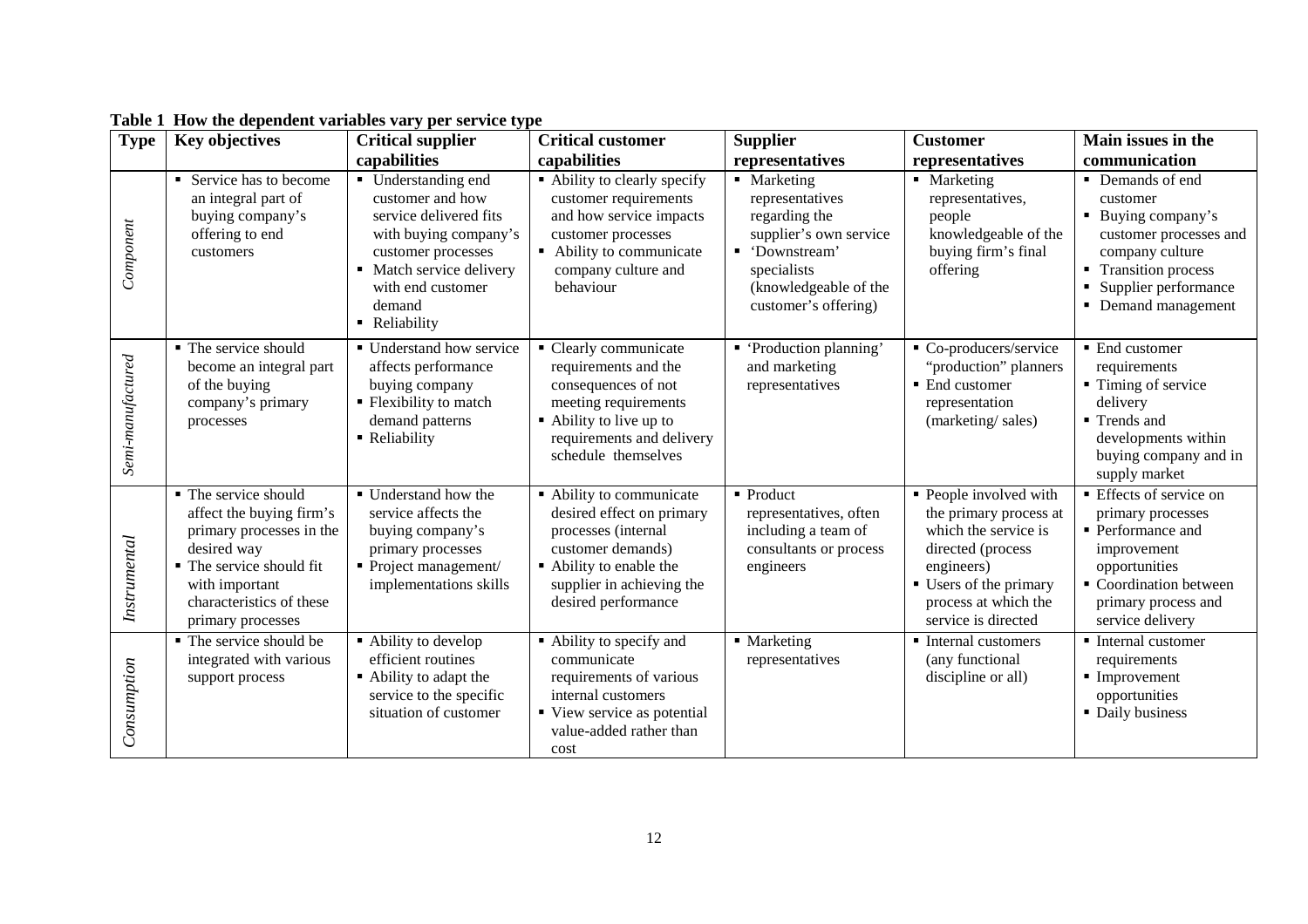**Table 1 How the dependent variables vary per service type**

| Type | Key objectives | Critical supplier capabilities | Critical customer capabilities | Supplier representatives | Customer representatives | Main issues in the communication |
|---|---|---|---|---|---|---|
| *Component* | ▪ Service has to become an integral part of buying company's offering to end customers | ▪ Understanding end customer and how service delivered fits with buying company's customer processes<br>▪ Match service delivery with end customer demand<br>▪ Reliability | ▪ Ability to clearly specify customer requirements and how service impacts customer processes<br>▪ Ability to communicate company culture and behaviour | ▪ Marketing representatives regarding the supplier's own service<br>▪ 'Downstream' specialists (knowledgeable of the customer's offering) | ▪ Marketing representatives, people knowledgeable of the buying firm's final offering | ▪ Demands of end customer<br>▪ Buying company's customer processes and company culture<br>▪ Transition process<br>▪ Supplier performance<br>▪ Demand management |
| *Semi-manufactured* | ▪ The service should become an integral part of the buying company's primary processes | ▪ Understand how service affects performance buying company<br>▪ Flexibility to match demand patterns<br>▪ Reliability | ▪ Clearly communicate requirements and the consequences of not meeting requirements<br>▪ Ability to live up to requirements and delivery schedule themselves | ▪ 'Production planning' and marketing representatives | ▪ Co-producers/service "production" planners<br>▪ End customer representation (marketing/ sales) | ▪ End customer requirements<br>▪ Timing of service delivery<br>▪ Trends and developments within buying company and in supply market |
| *Instrumental* | ▪ The service should affect the buying firm's primary processes in the desired way<br>▪ The service should fit with important characteristics of these primary processes | ▪ Understand how the service affects the buying company's primary processes<br>▪ Project management/ implementations skills | ▪ Ability to communicate desired effect on primary processes (internal customer demands)<br>▪ Ability to enable the supplier in achieving the desired performance | ▪ Product representatives, often including a team of consultants or process engineers | ▪ People involved with the primary process at which the service is directed (process engineers)<br>▪ Users of the primary process at which the service is directed | ▪ Effects of service on primary processes<br>▪ Performance and improvement opportunities<br>▪ Coordination between primary process and service delivery |
| *Consumption* | ▪ The service should be integrated with various support process | ▪ Ability to develop efficient routines<br>▪ Ability to adapt the service to the specific situation of customer | ▪ Ability to specify and communicate requirements of various internal customers<br>▪ View service as potential value-added rather than cost | ▪ Marketing representatives | ▪ Internal customers (any functional discipline or all) | ▪ Internal customer requirements<br>▪ Improvement opportunities<br>▪ Daily business |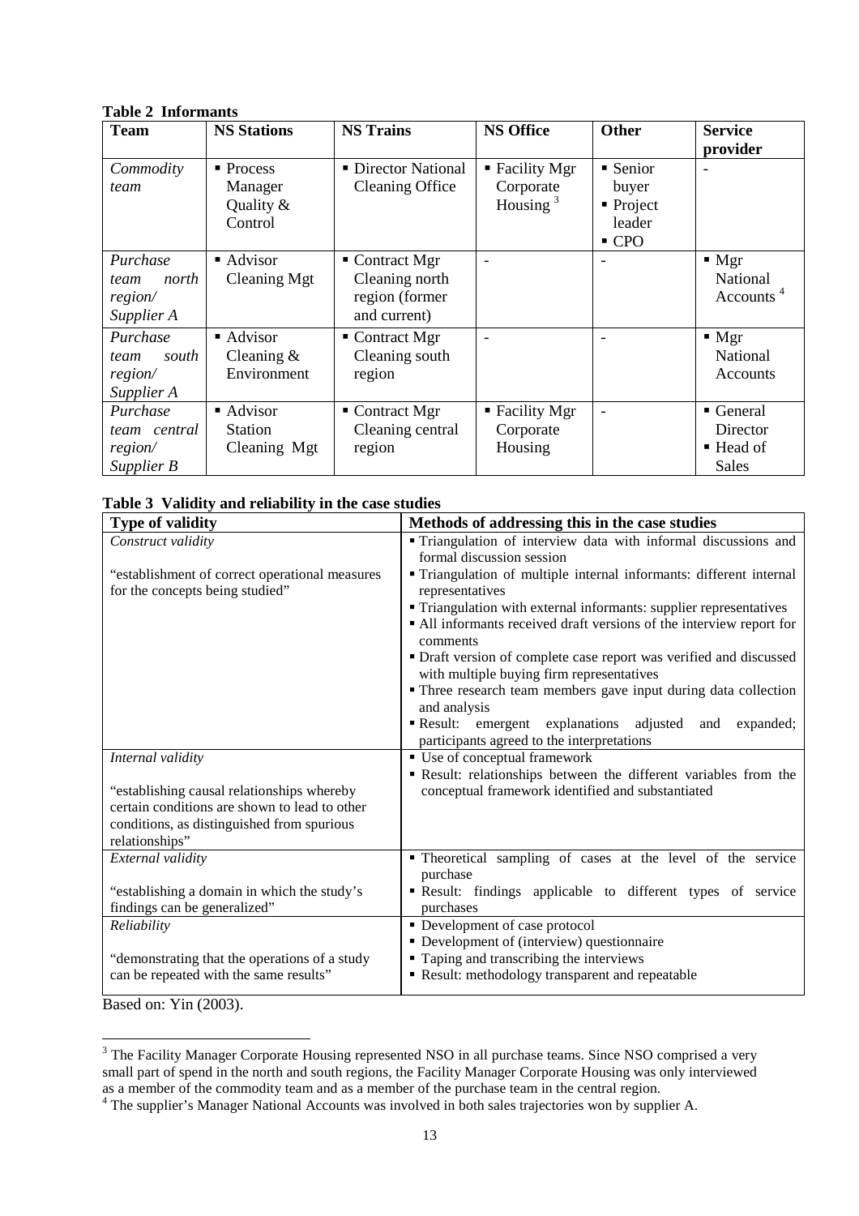**Table 2 Informants**

| Team | NS Stations | NS Trains | NS Office | Other | Service provider |
|---|---|---|---|---|---|
| *Commodity team* | ▪ Process Manager Quality & Control | ▪ Director National Cleaning Office | ▪ Facility Mgr Corporate Housing [3] | ▪ Senior buyer<br>▪ Project leader<br>▪ CPO | - |
| *Purchase team north region/ Supplier A* | ▪ Advisor Cleaning Mgt | ▪ Contract Mgr Cleaning north region (former and current) | - | - | ▪ Mgr National Accounts [4] |
| *Purchase team south region/ Supplier A* | ▪ Advisor Cleaning & Environment | ▪ Contract Mgr Cleaning south region | - | - | ▪ Mgr National Accounts |
| *Purchase team central region/ Supplier B* | ▪ Advisor Station Cleaning Mgt | ▪ Contract Mgr Cleaning central region | ▪ Facility Mgr Corporate Housing | - | ▪ General Director<br>▪ Head of Sales |

**Table 3 Validity and reliability in the case studies**

| Type of validity | Methods of addressing this in the case studies |
|---|---|
| *Construct validity*<br><br>"establishment of correct operational measures for the concepts being studied" | ▪ Triangulation of interview data with informal discussions and formal discussion session<br>▪ Triangulation of multiple internal informants: different internal representatives<br>▪ Triangulation with external informants: supplier representatives<br>▪ All informants received draft versions of the interview report for comments<br>▪ Draft version of complete case report was verified and discussed with multiple buying firm representatives<br>▪ Three research team members gave input during data collection and analysis<br>▪ Result: emergent explanations adjusted and expanded; participants agreed to the interpretations |
| *Internal validity*<br><br>"establishing causal relationships whereby certain conditions are shown to lead to other conditions, as distinguished from spurious relationships" | ▪ Use of conceptual framework<br>▪ Result: relationships between the different variables from the conceptual framework identified and substantiated |
| *External validity*<br><br>"establishing a domain in which the study's findings can be generalized" | ▪ Theoretical sampling of cases at the level of the service purchase<br>▪ Result: findings applicable to different types of service purchases |
| *Reliability*<br><br>"demonstrating that the operations of a study can be repeated with the same results" | ▪ Development of case protocol<br>▪ Development of (interview) questionnaire<br>▪ Taping and transcribing the interviews<br>▪ Result: methodology transparent and repeatable |

Based on: Yin (2003).

[3] The Facility Manager Corporate Housing represented NSO in all purchase teams. Since NSO comprised a very small part of spend in the north and south regions, the Facility Manager Corporate Housing was only interviewed as a member of the commodity team and as a member of the purchase team in the central region.

[4] The supplier's Manager National Accounts was involved in both sales trajectories won by supplier A.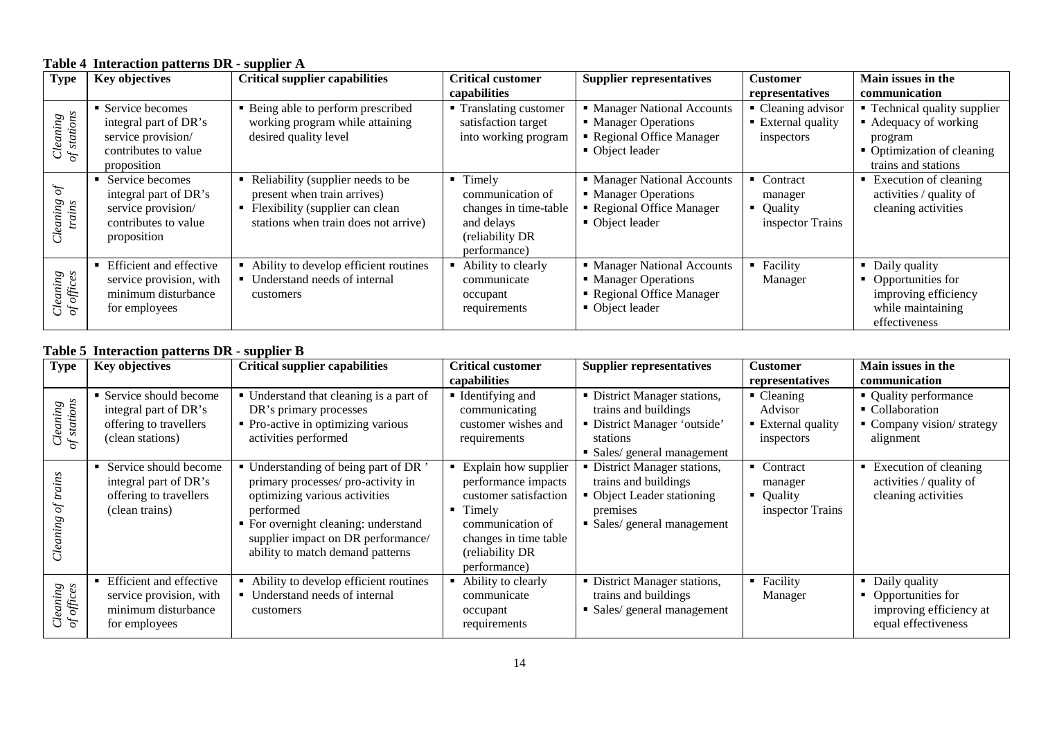**Table 4 Interaction patterns DR - supplier A**

| Type | Key objectives | Critical supplier capabilities | Critical customer capabilities | Supplier representatives | Customer representatives | Main issues in the communication |
|---|---|---|---|---|---|---|
| *Cleaning of stations* | ▪ Service becomes integral part of DR's service provision/ contributes to value proposition | ▪ Being able to perform prescribed working program while attaining desired quality level | ▪ Translating customer satisfaction target into working program | ▪ Manager National Accounts<br>▪ Manager Operations<br>▪ Regional Office Manager<br>▪ Object leader | ▪ Cleaning advisor<br>▪ External quality inspectors | ▪ Technical quality supplier<br>▪ Adequacy of working program<br>▪ Optimization of cleaning trains and stations |
| *Cleaning of trains* | ▪ Service becomes integral part of DR's service provision/ contributes to value proposition | ▪ Reliability (supplier needs to be present when train arrives)<br>▪ Flexibility (supplier can clean stations when train does not arrive) | ▪ Timely communication of changes in time-table and delays (reliability DR performance) | ▪ Manager National Accounts<br>▪ Manager Operations<br>▪ Regional Office Manager<br>▪ Object leader | ▪ Contract manager<br>▪ Quality inspector Trains | ▪ Execution of cleaning activities / quality of cleaning activities |
| *Cleaning of offices* | ▪ Efficient and effective service provision, with minimum disturbance for employees | ▪ Ability to develop efficient routines<br>▪ Understand needs of internal customers | ▪ Ability to clearly communicate occupant requirements | ▪ Manager National Accounts<br>▪ Manager Operations<br>▪ Regional Office Manager<br>▪ Object leader | ▪ Facility Manager | ▪ Daily quality<br>▪ Opportunities for improving efficiency while maintaining effectiveness |

**Table 5 Interaction patterns DR - supplier B**

| Type | Key objectives | Critical supplier capabilities | Critical customer capabilities | Supplier representatives | Customer representatives | Main issues in the communication |
|---|---|---|---|---|---|---|
| *Cleaning of stations* | ▪ Service should become integral part of DR's offering to travellers (clean stations) | ▪ Understand that cleaning is a part of DR's primary processes<br>▪ Pro-active in optimizing various activities performed | ▪ Identifying and communicating customer wishes and requirements | ▪ District Manager stations, trains and buildings<br>▪ District Manager 'outside' stations<br>▪ Sales/ general management | ▪ Cleaning Advisor<br>▪ External quality inspectors | ▪ Quality performance<br>▪ Collaboration<br>▪ Company vision/ strategy alignment |
| *Cleaning of trains* | ▪ Service should become integral part of DR's offering to travellers (clean trains) | ▪ Understanding of being part of DR' primary processes/ pro-activity in optimizing various activities performed<br>▪ For overnight cleaning: understand supplier impact on DR performance/ ability to match demand patterns | ▪ Explain how supplier performance impacts customer satisfaction<br>▪ Timely communication of changes in time table (reliability DR performance) | ▪ District Manager stations, trains and buildings<br>▪ Object Leader stationing premises<br>▪ Sales/ general management | ▪ Contract manager<br>▪ Quality inspector Trains | ▪ Execution of cleaning activities / quality of cleaning activities |
| *Cleaning of offices* | ▪ Efficient and effective service provision, with minimum disturbance for employees | ▪ Ability to develop efficient routines<br>▪ Understand needs of internal customers | ▪ Ability to clearly communicate occupant requirements | ▪ District Manager stations, trains and buildings<br>▪ Sales/ general management | ▪ Facility Manager | ▪ Daily quality<br>▪ Opportunities for improving efficiency at equal effectiveness |